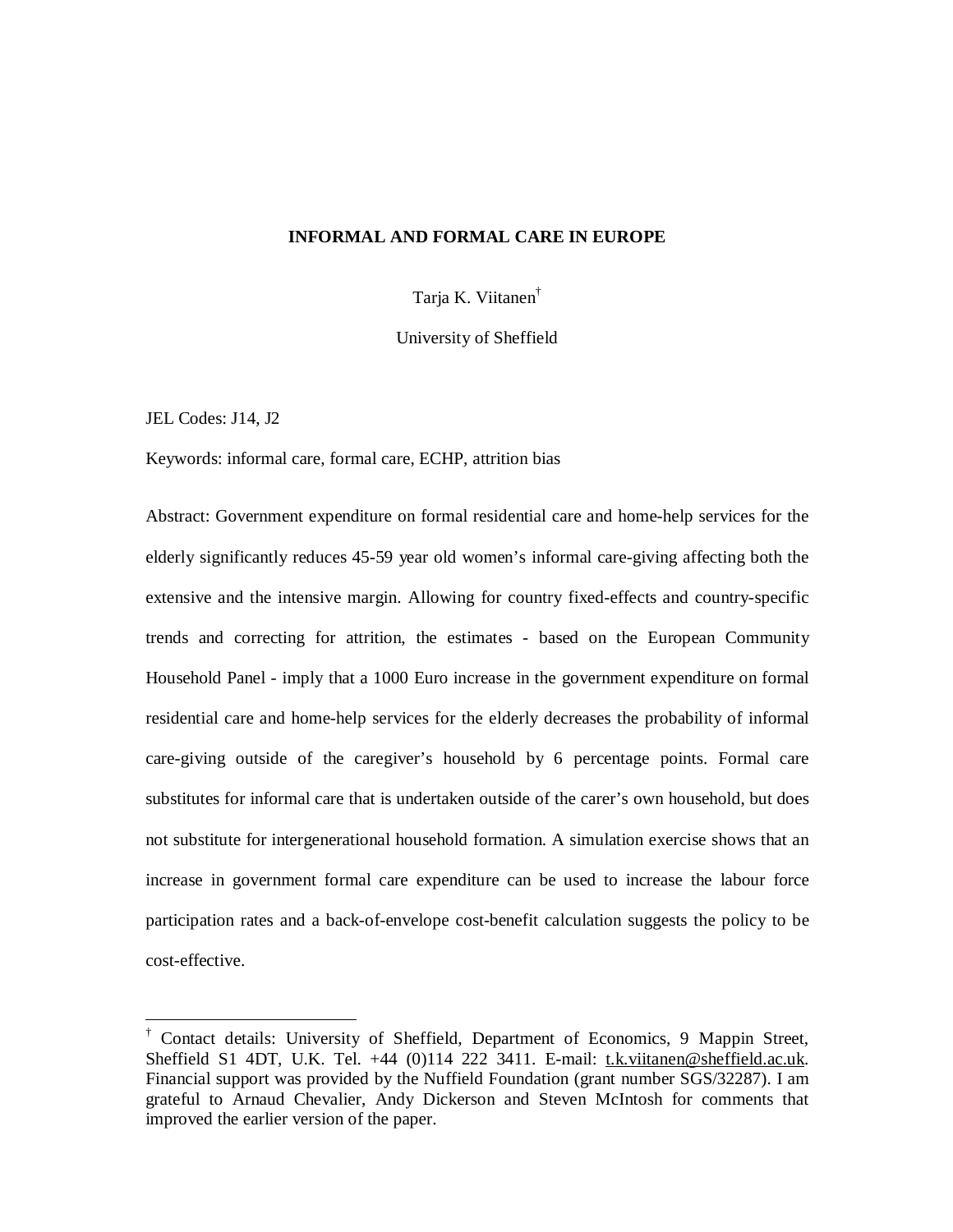# INFORMAL AND FORMAL CARE IN EUROPE

Tarja K. Viitanen[†]

University of Sheffield

JEL Codes: J14, J2

Keywords: informal care, formal care, ECHP, attrition bias

Abstract: Government expenditure on formal residential care and home-help services for the elderly significantly reduces 45-59 year old women's informal care-giving affecting both the extensive and the intensive margin. Allowing for country fixed-effects and country-specific trends and correcting for attrition, the estimates - based on the European Community Household Panel - imply that a 1000 Euro increase in the government expenditure on formal residential care and home-help services for the elderly decreases the probability of informal care-giving outside of the caregiver's household by 6 percentage points. Formal care substitutes for informal care that is undertaken outside of the carer's own household, but does not substitute for intergenerational household formation. A simulation exercise shows that an increase in government formal care expenditure can be used to increase the labour force participation rates and a back-of-envelope cost-benefit calculation suggests the policy to be cost-effective.

---

[†] Contact details: University of Sheffield, Department of Economics, 9 Mappin Street, Sheffield S1 4DT, U.K. Tel. +44 (0)114 222 3411. E-mail: t.k.viitanen@sheffield.ac.uk. Financial support was provided by the Nuffield Foundation (grant number SGS/32287). I am grateful to Arnaud Chevalier, Andy Dickerson and Steven McIntosh for comments that improved the earlier version of the paper.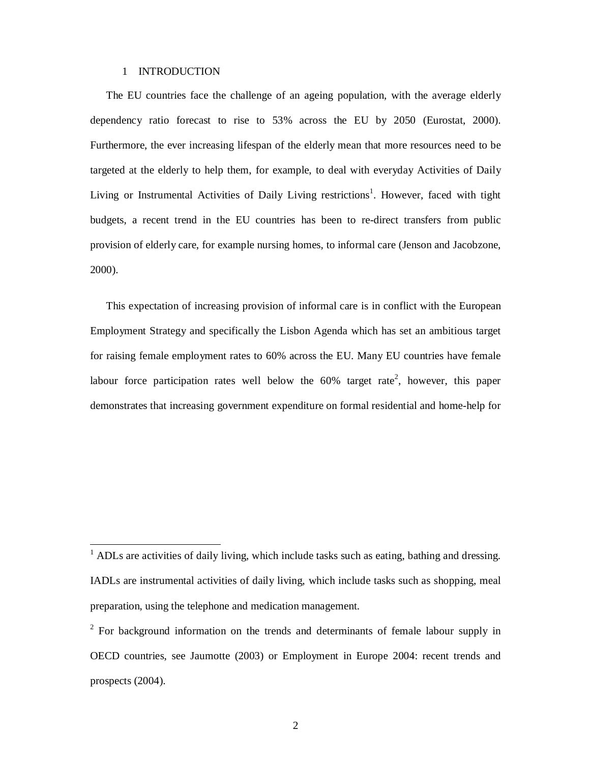# 1 INTRODUCTION

The EU countries face the challenge of an ageing population, with the average elderly dependency ratio forecast to rise to 53% across the EU by 2050 (Eurostat, 2000). Furthermore, the ever increasing lifespan of the elderly mean that more resources need to be targeted at the elderly to help them, for example, to deal with everyday Activities of Daily Living or Instrumental Activities of Daily Living restrictions[1]. However, faced with tight budgets, a recent trend in the EU countries has been to re-direct transfers from public provision of elderly care, for example nursing homes, to informal care (Jenson and Jacobzone, 2000).

This expectation of increasing provision of informal care is in conflict with the European Employment Strategy and specifically the Lisbon Agenda which has set an ambitious target for raising female employment rates to 60% across the EU. Many EU countries have female labour force participation rates well below the 60% target rate[2], however, this paper demonstrates that increasing government expenditure on formal residential and home-help for

---

[1] ADLs are activities of daily living, which include tasks such as eating, bathing and dressing. IADLs are instrumental activities of daily living, which include tasks such as shopping, meal preparation, using the telephone and medication management.

[2] For background information on the trends and determinants of female labour supply in OECD countries, see Jaumotte (2003) or Employment in Europe 2004: recent trends and prospects (2004).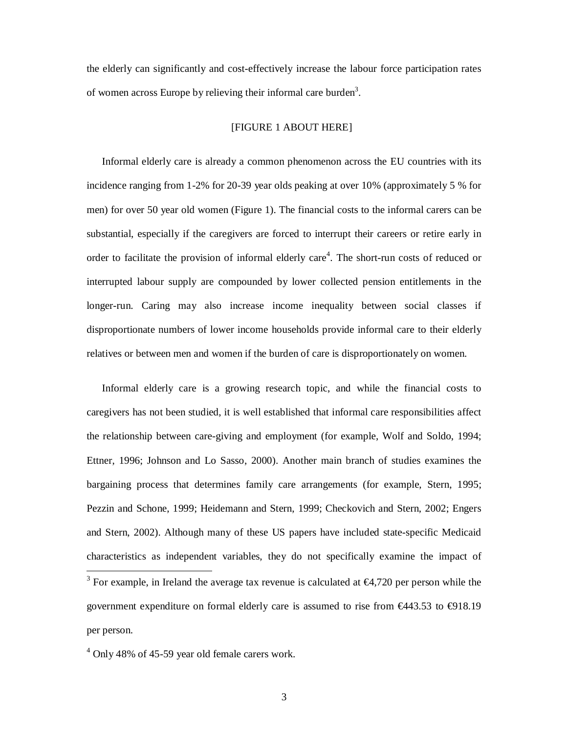the elderly can significantly and cost-effectively increase the labour force participation rates of women across Europe by relieving their informal care burden[3].

[FIGURE 1 ABOUT HERE]

Informal elderly care is already a common phenomenon across the EU countries with its incidence ranging from 1-2% for 20-39 year olds peaking at over 10% (approximately 5 % for men) for over 50 year old women (Figure 1). The financial costs to the informal carers can be substantial, especially if the caregivers are forced to interrupt their careers or retire early in order to facilitate the provision of informal elderly care[4]. The short-run costs of reduced or interrupted labour supply are compounded by lower collected pension entitlements in the longer-run. Caring may also increase income inequality between social classes if disproportionate numbers of lower income households provide informal care to their elderly relatives or between men and women if the burden of care is disproportionately on women.

Informal elderly care is a growing research topic, and while the financial costs to caregivers has not been studied, it is well established that informal care responsibilities affect the relationship between care-giving and employment (for example, Wolf and Soldo, 1994; Ettner, 1996; Johnson and Lo Sasso, 2000). Another main branch of studies examines the bargaining process that determines family care arrangements (for example, Stern, 1995; Pezzin and Schone, 1999; Heidemann and Stern, 1999; Checkovich and Stern, 2002; Engers and Stern, 2002). Although many of these US papers have included state-specific Medicaid characteristics as independent variables, they do not specifically examine the impact of

[3] For example, in Ireland the average tax revenue is calculated at €4,720 per person while the government expenditure on formal elderly care is assumed to rise from €443.53 to €918.19 per person.

[4] Only 48% of 45-59 year old female carers work.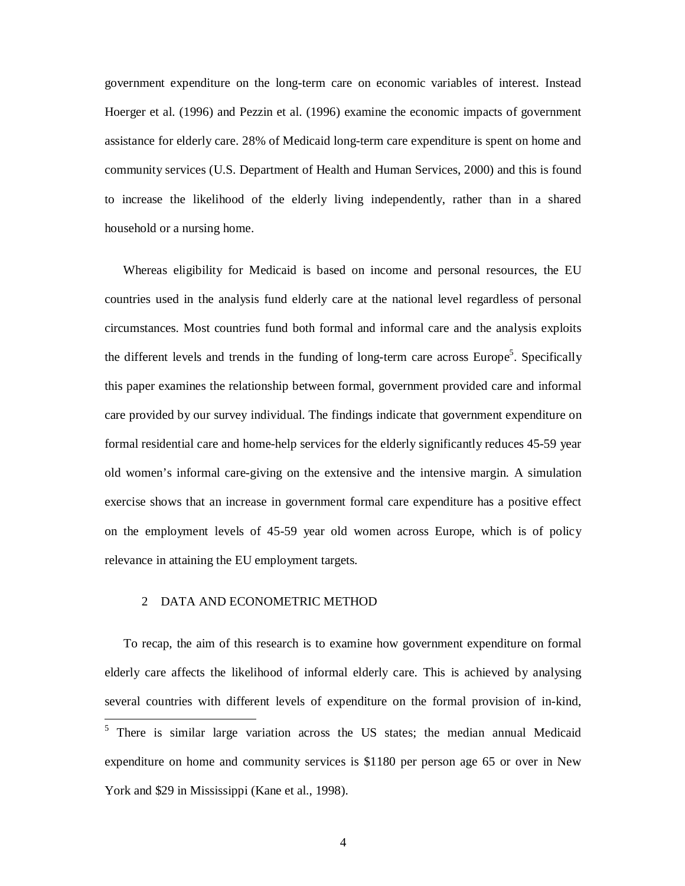government expenditure on the long-term care on economic variables of interest. Instead Hoerger et al. (1996) and Pezzin et al. (1996) examine the economic impacts of government assistance for elderly care. 28% of Medicaid long-term care expenditure is spent on home and community services (U.S. Department of Health and Human Services, 2000) and this is found to increase the likelihood of the elderly living independently, rather than in a shared household or a nursing home.

Whereas eligibility for Medicaid is based on income and personal resources, the EU countries used in the analysis fund elderly care at the national level regardless of personal circumstances. Most countries fund both formal and informal care and the analysis exploits the different levels and trends in the funding of long-term care across Europe[5]. Specifically this paper examines the relationship between formal, government provided care and informal care provided by our survey individual. The findings indicate that government expenditure on formal residential care and home-help services for the elderly significantly reduces 45-59 year old women's informal care-giving on the extensive and the intensive margin. A simulation exercise shows that an increase in government formal care expenditure has a positive effect on the employment levels of 45-59 year old women across Europe, which is of policy relevance in attaining the EU employment targets.

## 2 DATA AND ECONOMETRIC METHOD

To recap, the aim of this research is to examine how government expenditure on formal elderly care affects the likelihood of informal elderly care. This is achieved by analysing several countries with different levels of expenditure on the formal provision of in-kind,

---

[5] There is similar large variation across the US states; the median annual Medicaid expenditure on home and community services is $1180 per person age 65 or over in New York and $29 in Mississippi (Kane et al., 1998).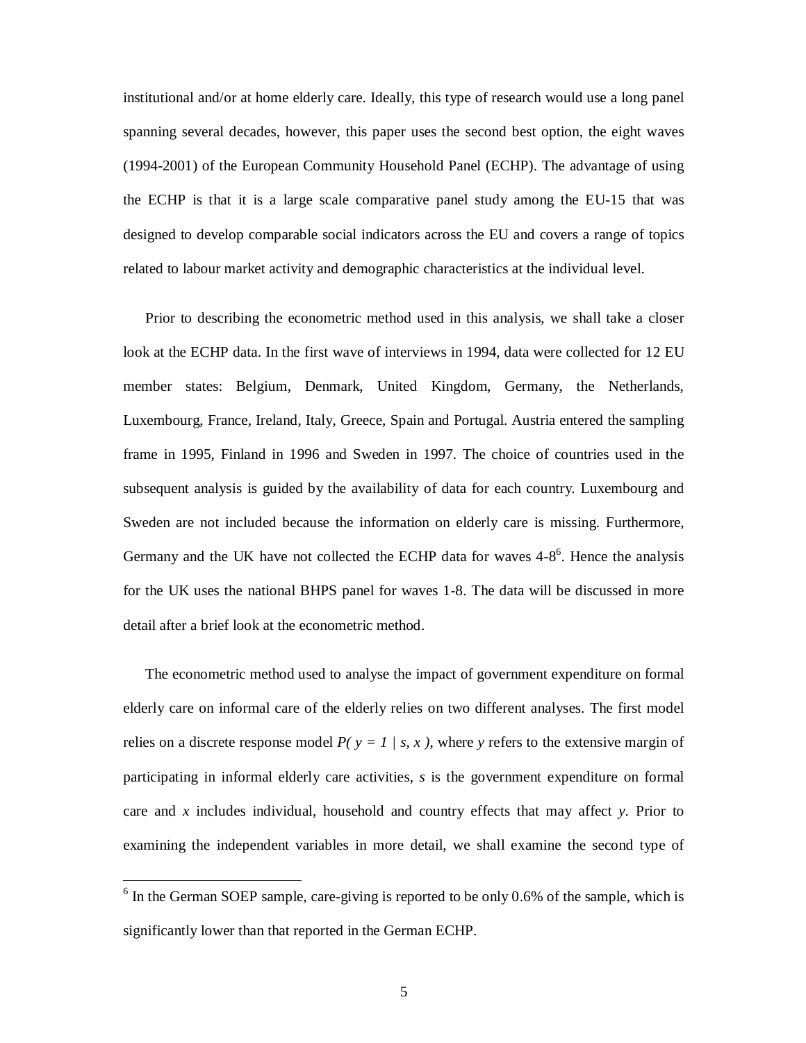institutional and/or at home elderly care. Ideally, this type of research would use a long panel spanning several decades, however, this paper uses the second best option, the eight waves (1994-2001) of the European Community Household Panel (ECHP). The advantage of using the ECHP is that it is a large scale comparative panel study among the EU-15 that was designed to develop comparable social indicators across the EU and covers a range of topics related to labour market activity and demographic characteristics at the individual level.

Prior to describing the econometric method used in this analysis, we shall take a closer look at the ECHP data. In the first wave of interviews in 1994, data were collected for 12 EU member states: Belgium, Denmark, United Kingdom, Germany, the Netherlands, Luxembourg, France, Ireland, Italy, Greece, Spain and Portugal. Austria entered the sampling frame in 1995, Finland in 1996 and Sweden in 1997. The choice of countries used in the subsequent analysis is guided by the availability of data for each country. Luxembourg and Sweden are not included because the information on elderly care is missing. Furthermore, Germany and the UK have not collected the ECHP data for waves 4-8[6]. Hence the analysis for the UK uses the national BHPS panel for waves 1-8. The data will be discussed in more detail after a brief look at the econometric method.

The econometric method used to analyse the impact of government expenditure on formal elderly care on informal care of the elderly relies on two different analyses. The first model relies on a discrete response model $P( y = 1 \mid s, x )$, where $y$ refers to the extensive margin of participating in informal elderly care activities, $s$ is the government expenditure on formal care and $x$ includes individual, household and country effects that may affect $y$. Prior to examining the independent variables in more detail, we shall examine the second type of

[6] In the German SOEP sample, care-giving is reported to be only 0.6% of the sample, which is significantly lower than that reported in the German ECHP.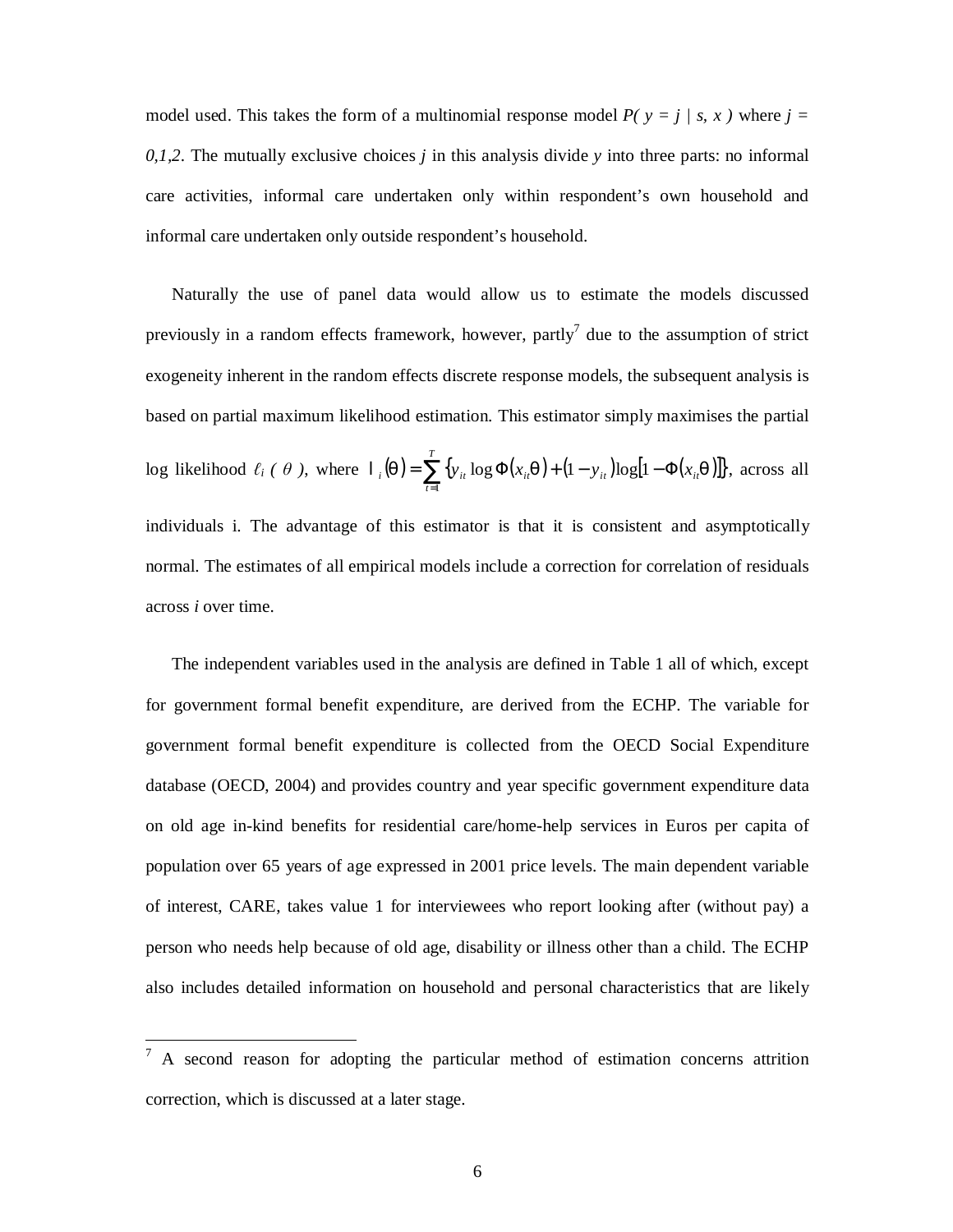model used. This takes the form of a multinomial response model $P(y = j \mid s, x)$ where $j = 0,1,2$. The mutually exclusive choices $j$ in this analysis divide $y$ into three parts: no informal care activities, informal care undertaken only within respondent's own household and informal care undertaken only outside respondent's household.

Naturally the use of panel data would allow us to estimate the models discussed previously in a random effects framework, however, partly[7] due to the assumption of strict exogeneity inherent in the random effects discrete response models, the subsequent analysis is based on partial maximum likelihood estimation. This estimator simply maximises the partial log likelihood $\ell_i(\theta)$, where $l_i(\theta) = \sum_{t=1}^{T} \{ y_{it} \log \Phi(x_{it}\theta) + (1 - y_{it}) \log[1 - \Phi(x_{it}\theta)] \}$, across all individuals i. The advantage of this estimator is that it is consistent and asymptotically normal. The estimates of all empirical models include a correction for correlation of residuals across $i$ over time.

The independent variables used in the analysis are defined in Table 1 all of which, except for government formal benefit expenditure, are derived from the ECHP. The variable for government formal benefit expenditure is collected from the OECD Social Expenditure database (OECD, 2004) and provides country and year specific government expenditure data on old age in-kind benefits for residential care/home-help services in Euros per capita of population over 65 years of age expressed in 2001 price levels. The main dependent variable of interest, CARE, takes value 1 for interviewees who report looking after (without pay) a person who needs help because of old age, disability or illness other than a child. The ECHP also includes detailed information on household and personal characteristics that are likely

---

[7] A second reason for adopting the particular method of estimation concerns attrition correction, which is discussed at a later stage.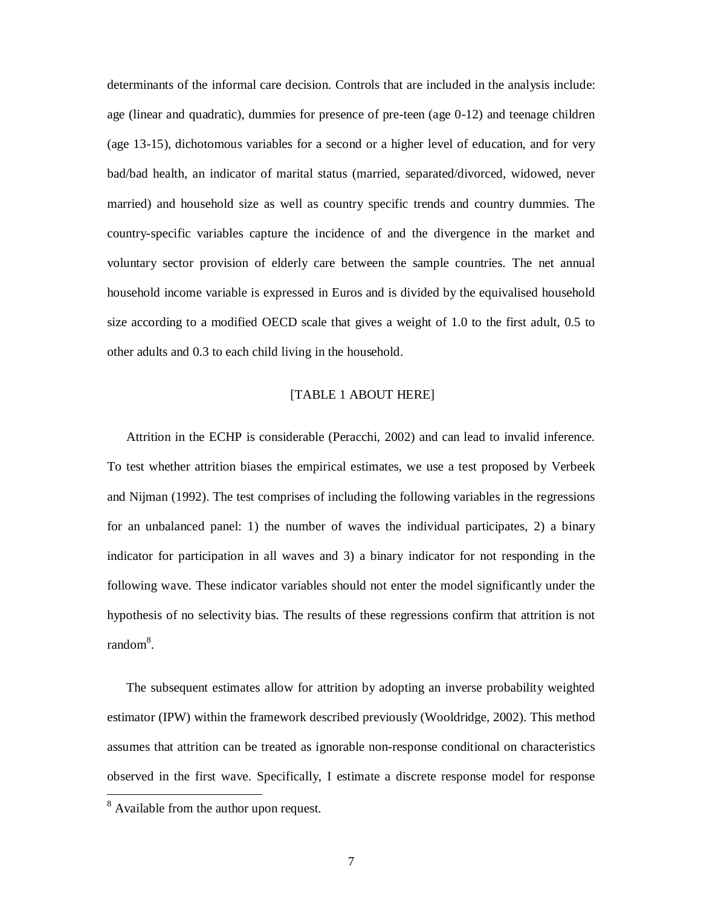determinants of the informal care decision. Controls that are included in the analysis include: age (linear and quadratic), dummies for presence of pre-teen (age 0-12) and teenage children (age 13-15), dichotomous variables for a second or a higher level of education, and for very bad/bad health, an indicator of marital status (married, separated/divorced, widowed, never married) and household size as well as country specific trends and country dummies. The country-specific variables capture the incidence of and the divergence in the market and voluntary sector provision of elderly care between the sample countries. The net annual household income variable is expressed in Euros and is divided by the equivalised household size according to a modified OECD scale that gives a weight of 1.0 to the first adult, 0.5 to other adults and 0.3 to each child living in the household.

[TABLE 1 ABOUT HERE]

Attrition in the ECHP is considerable (Peracchi, 2002) and can lead to invalid inference. To test whether attrition biases the empirical estimates, we use a test proposed by Verbeek and Nijman (1992). The test comprises of including the following variables in the regressions for an unbalanced panel: 1) the number of waves the individual participates, 2) a binary indicator for participation in all waves and 3) a binary indicator for not responding in the following wave. These indicator variables should not enter the model significantly under the hypothesis of no selectivity bias. The results of these regressions confirm that attrition is not random[8].

The subsequent estimates allow for attrition by adopting an inverse probability weighted estimator (IPW) within the framework described previously (Wooldridge, 2002). This method assumes that attrition can be treated as ignorable non-response conditional on characteristics observed in the first wave. Specifically, I estimate a discrete response model for response

[8] Available from the author upon request.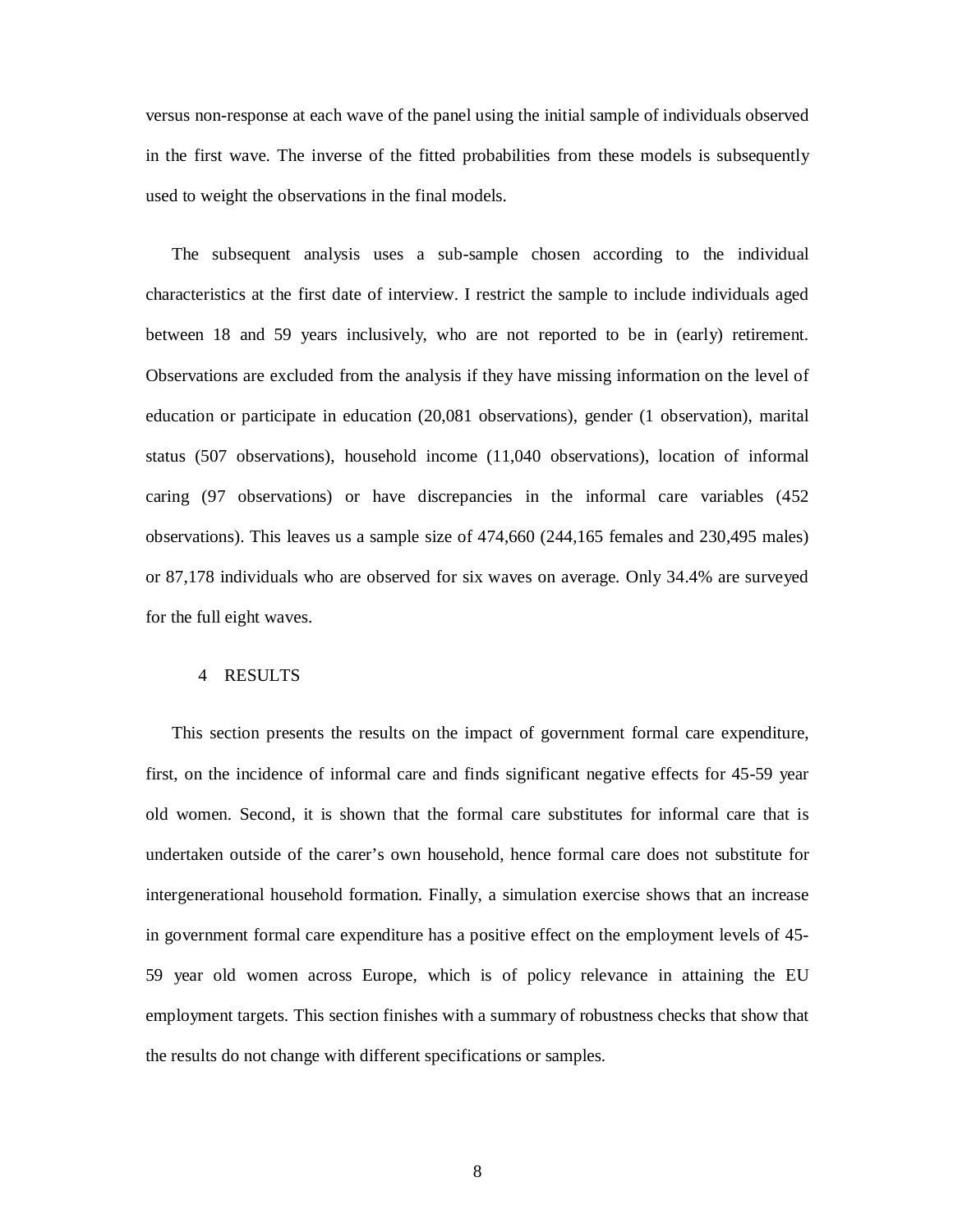versus non-response at each wave of the panel using the initial sample of individuals observed in the first wave. The inverse of the fitted probabilities from these models is subsequently used to weight the observations in the final models.

The subsequent analysis uses a sub-sample chosen according to the individual characteristics at the first date of interview. I restrict the sample to include individuals aged between 18 and 59 years inclusively, who are not reported to be in (early) retirement. Observations are excluded from the analysis if they have missing information on the level of education or participate in education (20,081 observations), gender (1 observation), marital status (507 observations), household income (11,040 observations), location of informal caring (97 observations) or have discrepancies in the informal care variables (452 observations). This leaves us a sample size of 474,660 (244,165 females and 230,495 males) or 87,178 individuals who are observed for six waves on average. Only 34.4% are surveyed for the full eight waves.

## 4 RESULTS

This section presents the results on the impact of government formal care expenditure, first, on the incidence of informal care and finds significant negative effects for 45-59 year old women. Second, it is shown that the formal care substitutes for informal care that is undertaken outside of the carer's own household, hence formal care does not substitute for intergenerational household formation. Finally, a simulation exercise shows that an increase in government formal care expenditure has a positive effect on the employment levels of 45-59 year old women across Europe, which is of policy relevance in attaining the EU employment targets. This section finishes with a summary of robustness checks that show that the results do not change with different specifications or samples.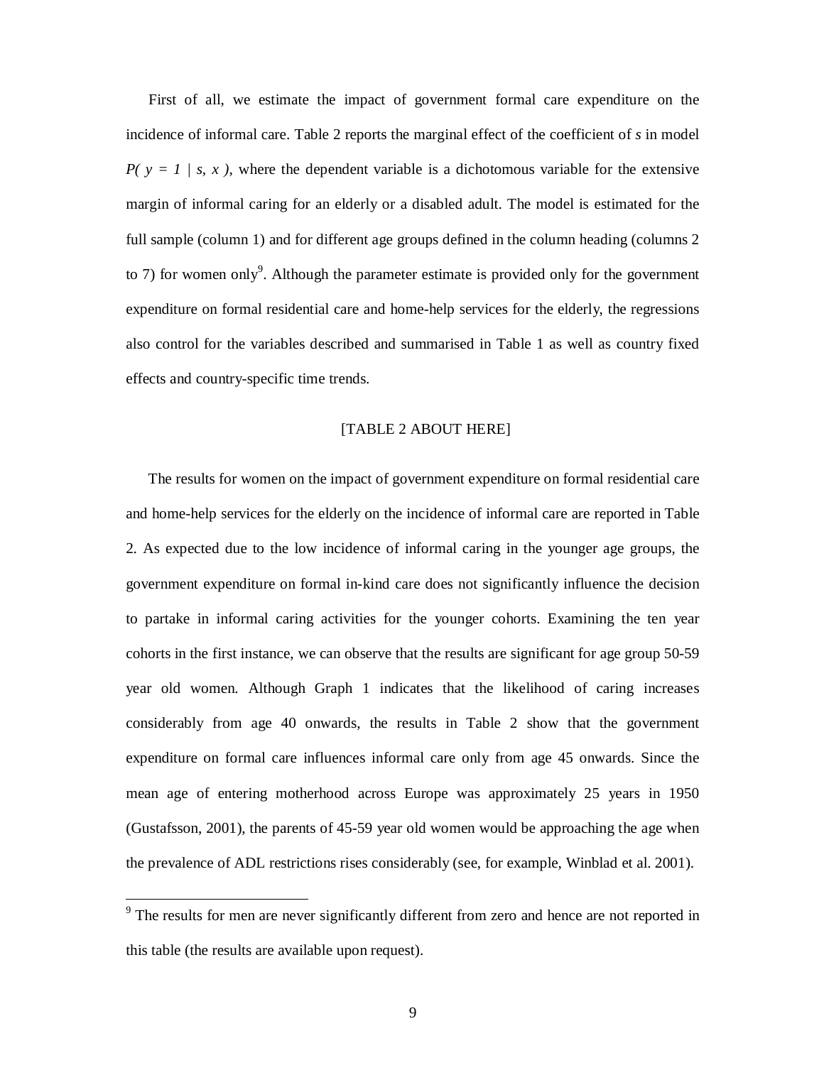First of all, we estimate the impact of government formal care expenditure on the incidence of informal care. Table 2 reports the marginal effect of the coefficient of *s* in model $P( y = 1 \mid s, x )$, where the dependent variable is a dichotomous variable for the extensive margin of informal caring for an elderly or a disabled adult. The model is estimated for the full sample (column 1) and for different age groups defined in the column heading (columns 2 to 7) for women only[9]. Although the parameter estimate is provided only for the government expenditure on formal residential care and home-help services for the elderly, the regressions also control for the variables described and summarised in Table 1 as well as country fixed effects and country-specific time trends.

[TABLE 2 ABOUT HERE]

The results for women on the impact of government expenditure on formal residential care and home-help services for the elderly on the incidence of informal care are reported in Table 2. As expected due to the low incidence of informal caring in the younger age groups, the government expenditure on formal in-kind care does not significantly influence the decision to partake in informal caring activities for the younger cohorts. Examining the ten year cohorts in the first instance, we can observe that the results are significant for age group 50-59 year old women. Although Graph 1 indicates that the likelihood of caring increases considerably from age 40 onwards, the results in Table 2 show that the government expenditure on formal care influences informal care only from age 45 onwards. Since the mean age of entering motherhood across Europe was approximately 25 years in 1950 (Gustafsson, 2001), the parents of 45-59 year old women would be approaching the age when the prevalence of ADL restrictions rises considerably (see, for example, Winblad et al. 2001).

[9] The results for men are never significantly different from zero and hence are not reported in this table (the results are available upon request).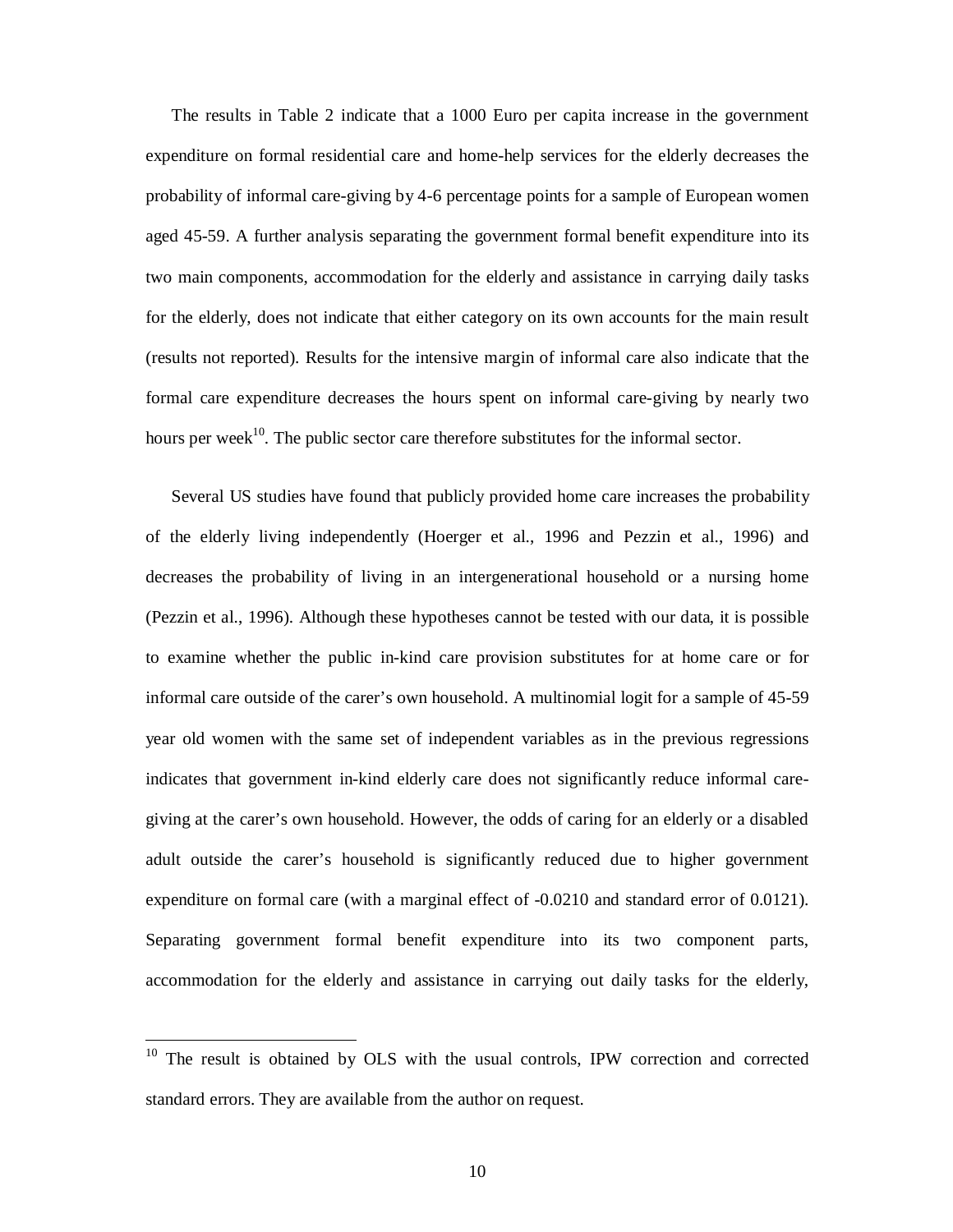The results in Table 2 indicate that a 1000 Euro per capita increase in the government expenditure on formal residential care and home-help services for the elderly decreases the probability of informal care-giving by 4-6 percentage points for a sample of European women aged 45-59. A further analysis separating the government formal benefit expenditure into its two main components, accommodation for the elderly and assistance in carrying daily tasks for the elderly, does not indicate that either category on its own accounts for the main result (results not reported). Results for the intensive margin of informal care also indicate that the formal care expenditure decreases the hours spent on informal care-giving by nearly two hours per week[10]. The public sector care therefore substitutes for the informal sector.

Several US studies have found that publicly provided home care increases the probability of the elderly living independently (Hoerger et al., 1996 and Pezzin et al., 1996) and decreases the probability of living in an intergenerational household or a nursing home (Pezzin et al., 1996). Although these hypotheses cannot be tested with our data, it is possible to examine whether the public in-kind care provision substitutes for at home care or for informal care outside of the carer's own household. A multinomial logit for a sample of 45-59 year old women with the same set of independent variables as in the previous regressions indicates that government in-kind elderly care does not significantly reduce informal care-giving at the carer's own household. However, the odds of caring for an elderly or a disabled adult outside the carer's household is significantly reduced due to higher government expenditure on formal care (with a marginal effect of -0.0210 and standard error of 0.0121). Separating government formal benefit expenditure into its two component parts, accommodation for the elderly and assistance in carrying out daily tasks for the elderly,

---

[10] The result is obtained by OLS with the usual controls, IPW correction and corrected standard errors. They are available from the author on request.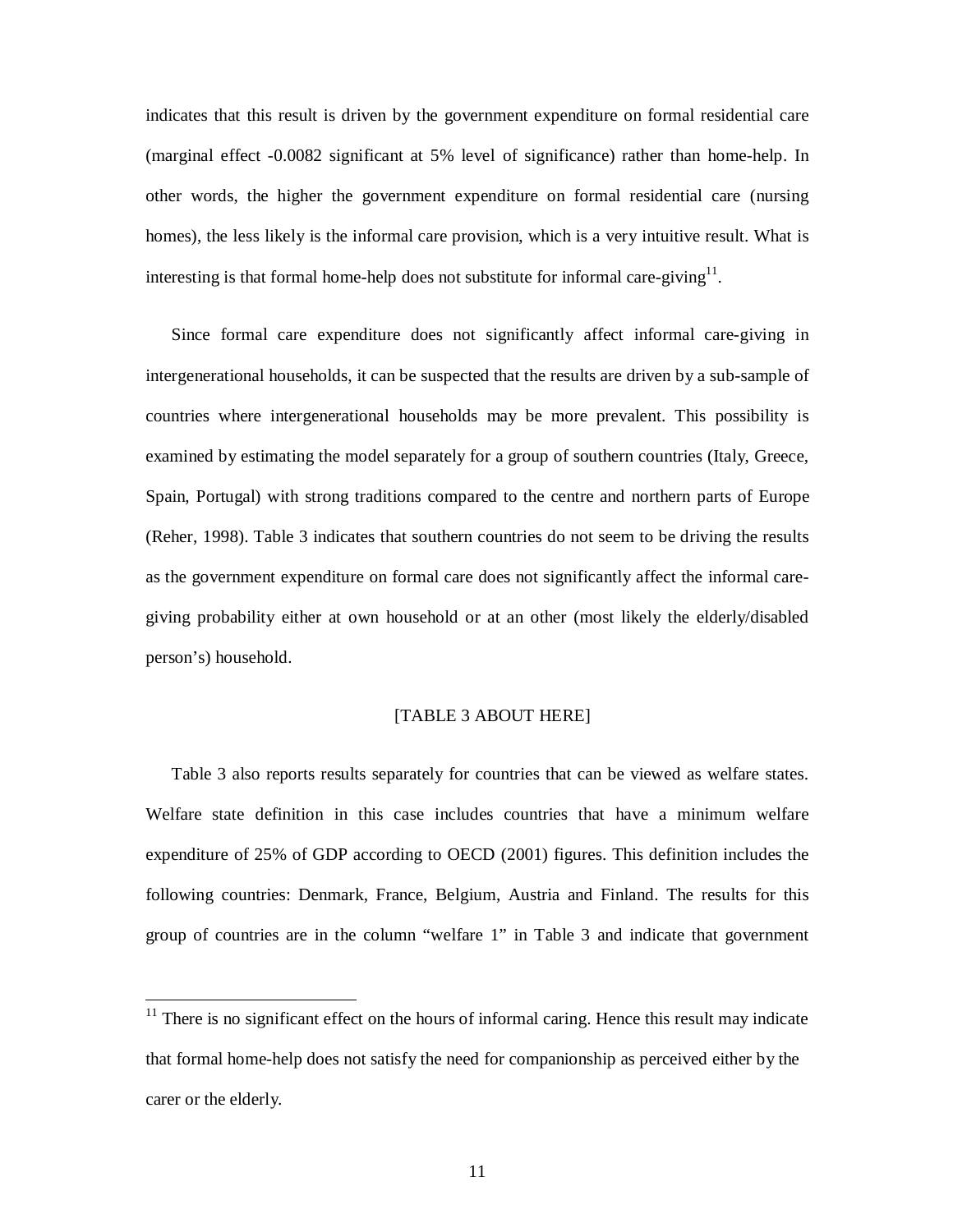indicates that this result is driven by the government expenditure on formal residential care (marginal effect -0.0082 significant at 5% level of significance) rather than home-help. In other words, the higher the government expenditure on formal residential care (nursing homes), the less likely is the informal care provision, which is a very intuitive result. What is interesting is that formal home-help does not substitute for informal care-giving[11].

Since formal care expenditure does not significantly affect informal care-giving in intergenerational households, it can be suspected that the results are driven by a sub-sample of countries where intergenerational households may be more prevalent. This possibility is examined by estimating the model separately for a group of southern countries (Italy, Greece, Spain, Portugal) with strong traditions compared to the centre and northern parts of Europe (Reher, 1998). Table 3 indicates that southern countries do not seem to be driving the results as the government expenditure on formal care does not significantly affect the informal care-giving probability either at own household or at an other (most likely the elderly/disabled person's) household.

[TABLE 3 ABOUT HERE]

Table 3 also reports results separately for countries that can be viewed as welfare states. Welfare state definition in this case includes countries that have a minimum welfare expenditure of 25% of GDP according to OECD (2001) figures. This definition includes the following countries: Denmark, France, Belgium, Austria and Finland. The results for this group of countries are in the column "welfare 1" in Table 3 and indicate that government

[11] There is no significant effect on the hours of informal caring. Hence this result may indicate that formal home-help does not satisfy the need for companionship as perceived either by the carer or the elderly.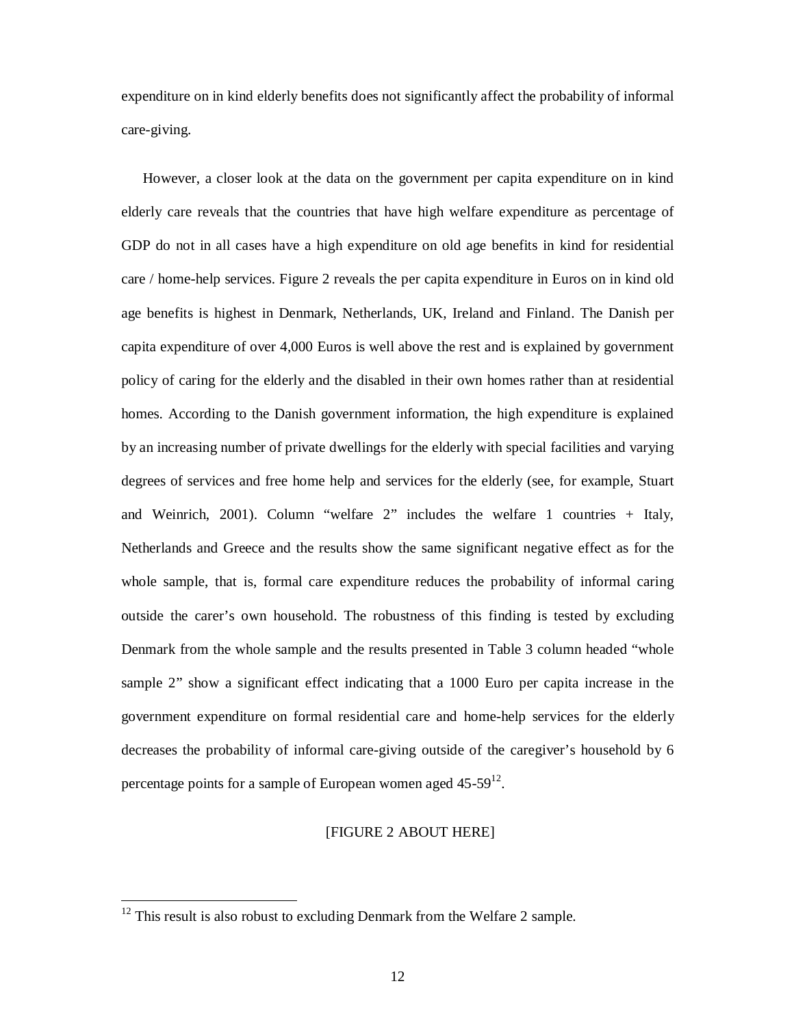expenditure on in kind elderly benefits does not significantly affect the probability of informal care-giving.

However, a closer look at the data on the government per capita expenditure on in kind elderly care reveals that the countries that have high welfare expenditure as percentage of GDP do not in all cases have a high expenditure on old age benefits in kind for residential care / home-help services. Figure 2 reveals the per capita expenditure in Euros on in kind old age benefits is highest in Denmark, Netherlands, UK, Ireland and Finland. The Danish per capita expenditure of over 4,000 Euros is well above the rest and is explained by government policy of caring for the elderly and the disabled in their own homes rather than at residential homes. According to the Danish government information, the high expenditure is explained by an increasing number of private dwellings for the elderly with special facilities and varying degrees of services and free home help and services for the elderly (see, for example, Stuart and Weinrich, 2001). Column "welfare 2" includes the welfare 1 countries + Italy, Netherlands and Greece and the results show the same significant negative effect as for the whole sample, that is, formal care expenditure reduces the probability of informal caring outside the carer's own household. The robustness of this finding is tested by excluding Denmark from the whole sample and the results presented in Table 3 column headed "whole sample 2" show a significant effect indicating that a 1000 Euro per capita increase in the government expenditure on formal residential care and home-help services for the elderly decreases the probability of informal care-giving outside of the caregiver's household by 6 percentage points for a sample of European women aged 45-59[12].

[FIGURE 2 ABOUT HERE]

[12] This result is also robust to excluding Denmark from the Welfare 2 sample.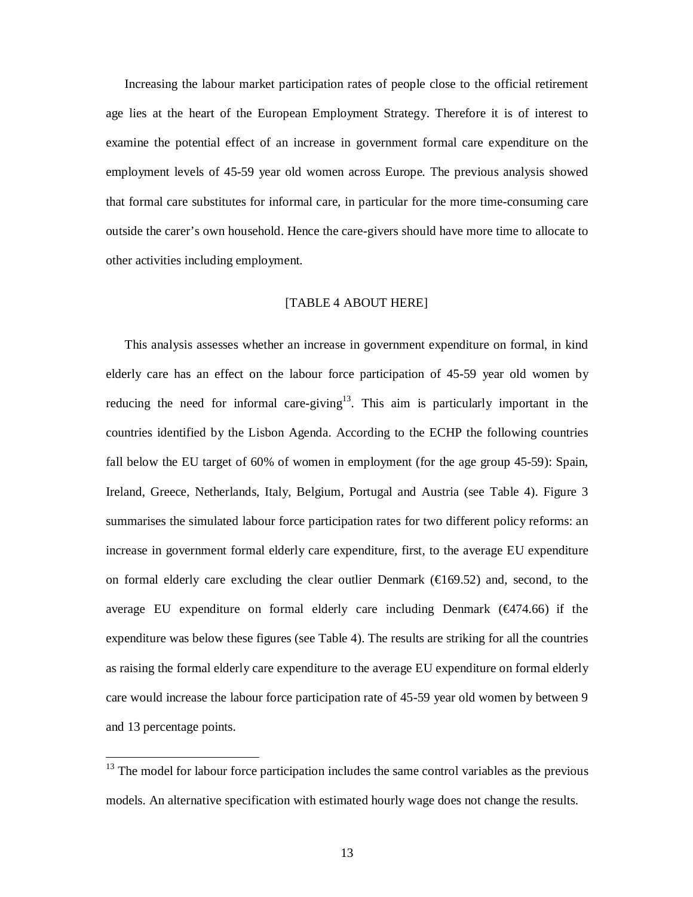Increasing the labour market participation rates of people close to the official retirement age lies at the heart of the European Employment Strategy. Therefore it is of interest to examine the potential effect of an increase in government formal care expenditure on the employment levels of 45-59 year old women across Europe. The previous analysis showed that formal care substitutes for informal care, in particular for the more time-consuming care outside the carer's own household. Hence the care-givers should have more time to allocate to other activities including employment.

[TABLE 4 ABOUT HERE]

This analysis assesses whether an increase in government expenditure on formal, in kind elderly care has an effect on the labour force participation of 45-59 year old women by reducing the need for informal care-giving[13]. This aim is particularly important in the countries identified by the Lisbon Agenda. According to the ECHP the following countries fall below the EU target of 60% of women in employment (for the age group 45-59): Spain, Ireland, Greece, Netherlands, Italy, Belgium, Portugal and Austria (see Table 4). Figure 3 summarises the simulated labour force participation rates for two different policy reforms: an increase in government formal elderly care expenditure, first, to the average EU expenditure on formal elderly care excluding the clear outlier Denmark (€169.52) and, second, to the average EU expenditure on formal elderly care including Denmark (€474.66) if the expenditure was below these figures (see Table 4). The results are striking for all the countries as raising the formal elderly care expenditure to the average EU expenditure on formal elderly care would increase the labour force participation rate of 45-59 year old women by between 9 and 13 percentage points.

[13] The model for labour force participation includes the same control variables as the previous models. An alternative specification with estimated hourly wage does not change the results.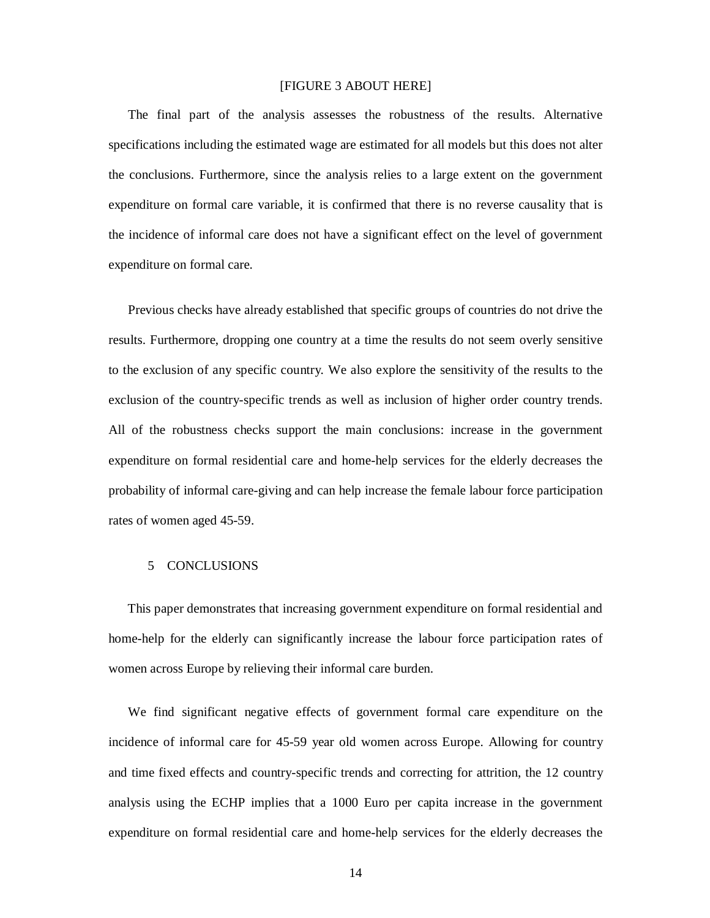[FIGURE 3 ABOUT HERE]

The final part of the analysis assesses the robustness of the results. Alternative specifications including the estimated wage are estimated for all models but this does not alter the conclusions. Furthermore, since the analysis relies to a large extent on the government expenditure on formal care variable, it is confirmed that there is no reverse causality that is the incidence of informal care does not have a significant effect on the level of government expenditure on formal care.

Previous checks have already established that specific groups of countries do not drive the results. Furthermore, dropping one country at a time the results do not seem overly sensitive to the exclusion of any specific country. We also explore the sensitivity of the results to the exclusion of the country-specific trends as well as inclusion of higher order country trends. All of the robustness checks support the main conclusions: increase in the government expenditure on formal residential care and home-help services for the elderly decreases the probability of informal care-giving and can help increase the female labour force participation rates of women aged 45-59.

## 5 CONCLUSIONS

This paper demonstrates that increasing government expenditure on formal residential and home-help for the elderly can significantly increase the labour force participation rates of women across Europe by relieving their informal care burden.

We find significant negative effects of government formal care expenditure on the incidence of informal care for 45-59 year old women across Europe. Allowing for country and time fixed effects and country-specific trends and correcting for attrition, the 12 country analysis using the ECHP implies that a 1000 Euro per capita increase in the government expenditure on formal residential care and home-help services for the elderly decreases the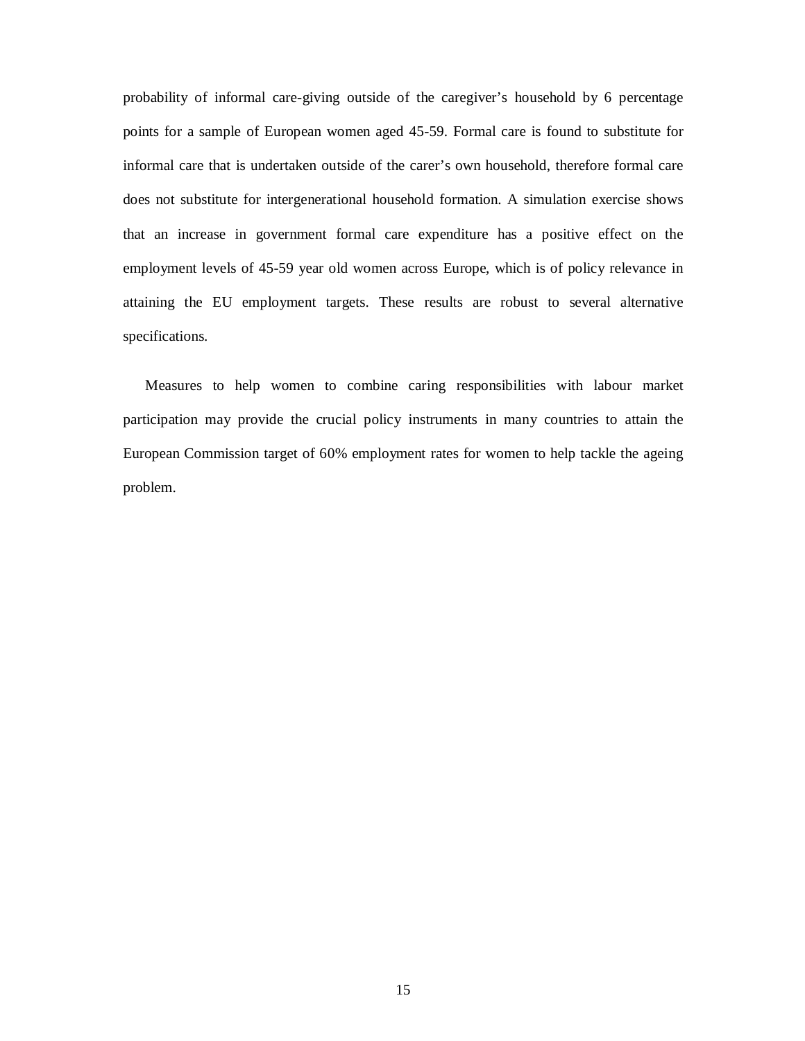probability of informal care-giving outside of the caregiver's household by 6 percentage points for a sample of European women aged 45-59. Formal care is found to substitute for informal care that is undertaken outside of the carer's own household, therefore formal care does not substitute for intergenerational household formation. A simulation exercise shows that an increase in government formal care expenditure has a positive effect on the employment levels of 45-59 year old women across Europe, which is of policy relevance in attaining the EU employment targets. These results are robust to several alternative specifications.

Measures to help women to combine caring responsibilities with labour market participation may provide the crucial policy instruments in many countries to attain the European Commission target of 60% employment rates for women to help tackle the ageing problem.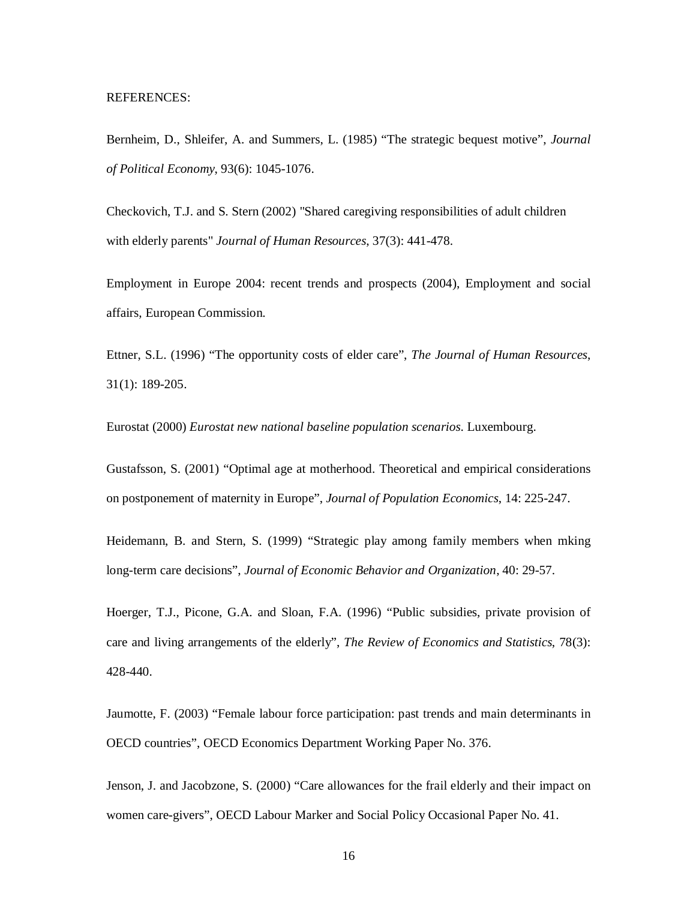REFERENCES:

Bernheim, D., Shleifer, A. and Summers, L. (1985) “The strategic bequest motive”, *Journal of Political Economy*, 93(6): 1045-1076.

Checkovich, T.J. and S. Stern (2002) "Shared caregiving responsibilities of adult children with elderly parents" *Journal of Human Resources*, 37(3): 441-478.

Employment in Europe 2004: recent trends and prospects (2004), Employment and social affairs, European Commission.

Ettner, S.L. (1996) “The opportunity costs of elder care”, *The Journal of Human Resources*, 31(1): 189-205.

Eurostat (2000) *Eurostat new national baseline population scenarios*. Luxembourg.

Gustafsson, S. (2001) “Optimal age at motherhood. Theoretical and empirical considerations on postponement of maternity in Europe”, *Journal of Population Economics*, 14: 225-247.

Heidemann, B. and Stern, S. (1999) “Strategic play among family members when mking long-term care decisions”, *Journal of Economic Behavior and Organization*, 40: 29-57.

Hoerger, T.J., Picone, G.A. and Sloan, F.A. (1996) “Public subsidies, private provision of care and living arrangements of the elderly”, *The Review of Economics and Statistics*, 78(3): 428-440.

Jaumotte, F. (2003) “Female labour force participation: past trends and main determinants in OECD countries”, OECD Economics Department Working Paper No. 376.

Jenson, J. and Jacobzone, S. (2000) “Care allowances for the frail elderly and their impact on women care-givers”, OECD Labour Marker and Social Policy Occasional Paper No. 41.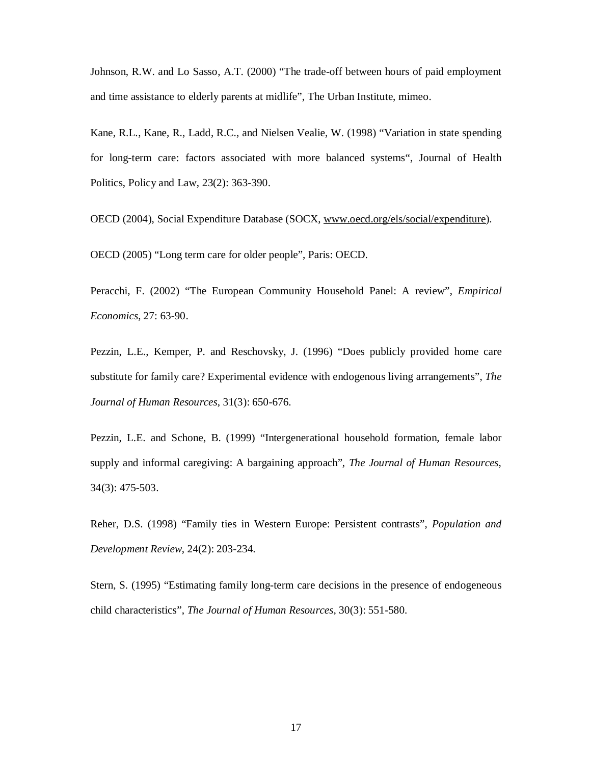Johnson, R.W. and Lo Sasso, A.T. (2000) “The trade-off between hours of paid employment and time assistance to elderly parents at midlife”, The Urban Institute, mimeo.

Kane, R.L., Kane, R., Ladd, R.C., and Nielsen Vealie, W. (1998) “Variation in state spending for long-term care: factors associated with more balanced systems“, Journal of Health Politics, Policy and Law, 23(2): 363-390.

OECD (2004), Social Expenditure Database (SOCX, www.oecd.org/els/social/expenditure).

OECD (2005) “Long term care for older people”, Paris: OECD.

Peracchi, F. (2002) “The European Community Household Panel: A review”, *Empirical Economics*, 27: 63-90.

Pezzin, L.E., Kemper, P. and Reschovsky, J. (1996) “Does publicly provided home care substitute for family care? Experimental evidence with endogenous living arrangements”, *The Journal of Human Resources*, 31(3): 650-676.

Pezzin, L.E. and Schone, B. (1999) “Intergenerational household formation, female labor supply and informal caregiving: A bargaining approach”, *The Journal of Human Resources*, 34(3): 475-503.

Reher, D.S. (1998) “Family ties in Western Europe: Persistent contrasts”, *Population and Development Review*, 24(2): 203-234.

Stern, S. (1995) “Estimating family long-term care decisions in the presence of endogeneous child characteristics”, *The Journal of Human Resources*, 30(3): 551-580.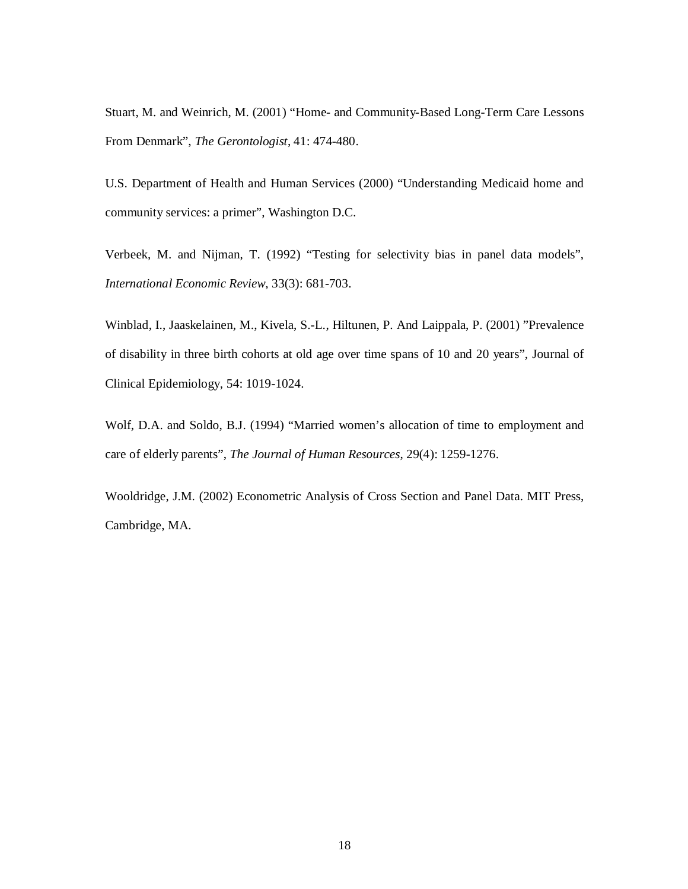Stuart, M. and Weinrich, M. (2001) “Home- and Community-Based Long-Term Care Lessons From Denmark”, *The Gerontologist*, 41: 474-480.

U.S. Department of Health and Human Services (2000) “Understanding Medicaid home and community services: a primer”, Washington D.C.

Verbeek, M. and Nijman, T. (1992) “Testing for selectivity bias in panel data models”, *International Economic Review*, 33(3): 681-703.

Winblad, I., Jaaskelainen, M., Kivela, S.-L., Hiltunen, P. And Laippala, P. (2001) ”Prevalence of disability in three birth cohorts at old age over time spans of 10 and 20 years”, Journal of Clinical Epidemiology, 54: 1019-1024.

Wolf, D.A. and Soldo, B.J. (1994) “Married women’s allocation of time to employment and care of elderly parents”, *The Journal of Human Resources*, 29(4): 1259-1276.

Wooldridge, J.M. (2002) Econometric Analysis of Cross Section and Panel Data. MIT Press, Cambridge, MA.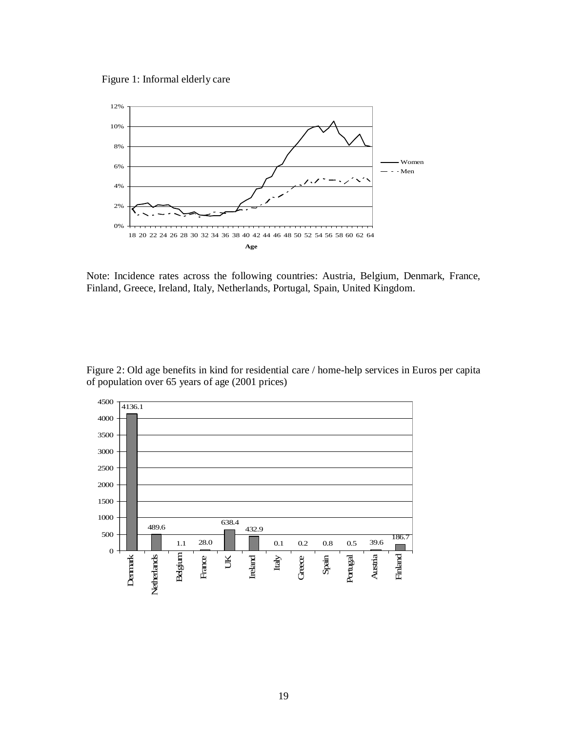Figure 1: Informal elderly care

Note: Incidence rates across the following countries: Austria, Belgium, Denmark, France, Finland, Greece, Ireland, Italy, Netherlands, Portugal, Spain, United Kingdom.

Figure 2: Old age benefits in kind for residential care / home-help services in Euros per capita of population over 65 years of age (2001 prices)

| Country | Euros per capita |
|---|---|
| Denmark | 4136.1 |
| Netherlands | 489.6 |
| Belgium | 1.1 |
| France | 28.0 |
| UK | 638.4 |
| Ireland | 432.9 |
| Italy | 0.1 |
| Greece | 0.2 |
| Spain | 0.8 |
| Portugal | 0.5 |
| Austria | 39.6 |
| Finland | 186.7 |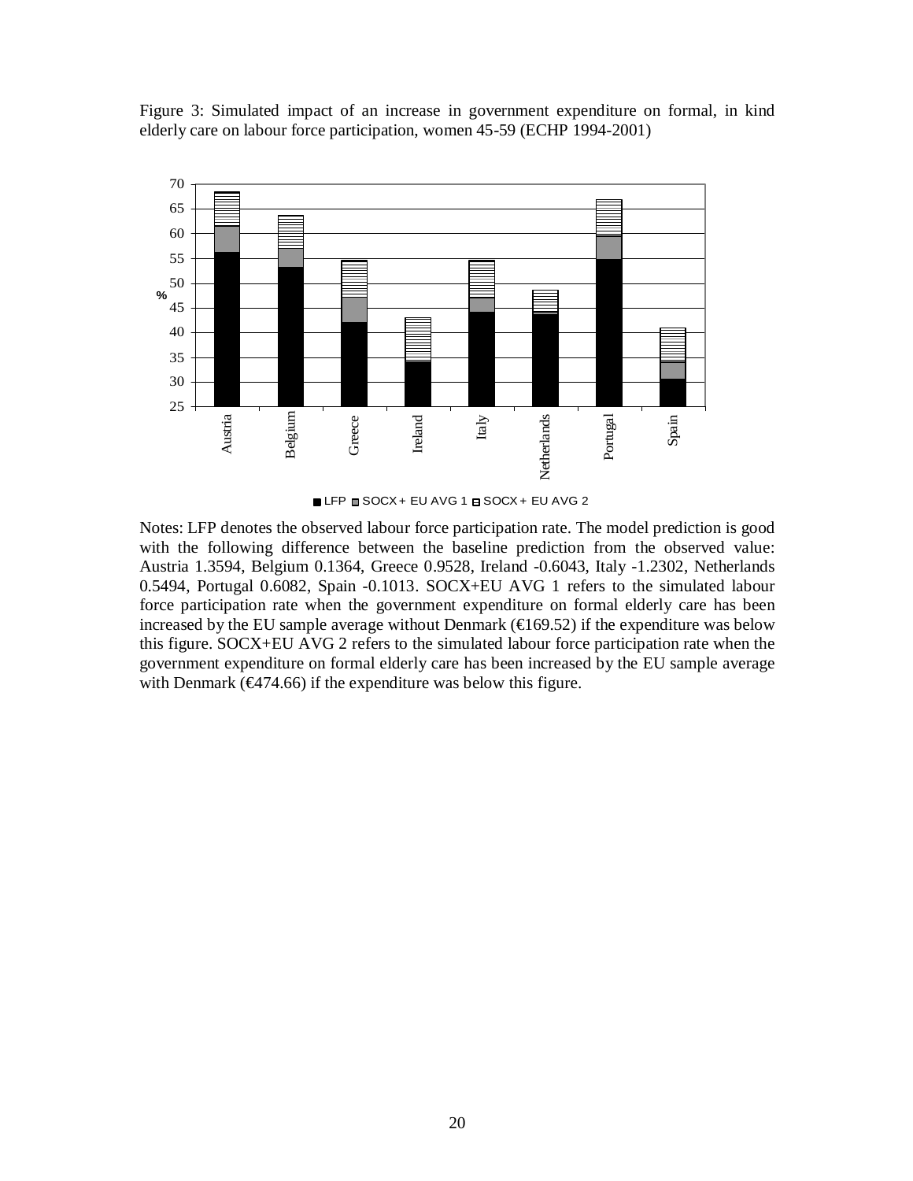Figure 3: Simulated impact of an increase in government expenditure on formal, in kind elderly care on labour force participation, women 45-59 (ECHP 1994-2001)

Notes: LFP denotes the observed labour force participation rate. The model prediction is good with the following difference between the baseline prediction from the observed value: Austria 1.3594, Belgium 0.1364, Greece 0.9528, Ireland -0.6043, Italy -1.2302, Netherlands 0.5494, Portugal 0.6082, Spain -0.1013. SOCX+EU AVG 1 refers to the simulated labour force participation rate when the government expenditure on formal elderly care has been increased by the EU sample average without Denmark (€169.52) if the expenditure was below this figure. SOCX+EU AVG 2 refers to the simulated labour force participation rate when the government expenditure on formal elderly care has been increased by the EU sample average with Denmark (€474.66) if the expenditure was below this figure.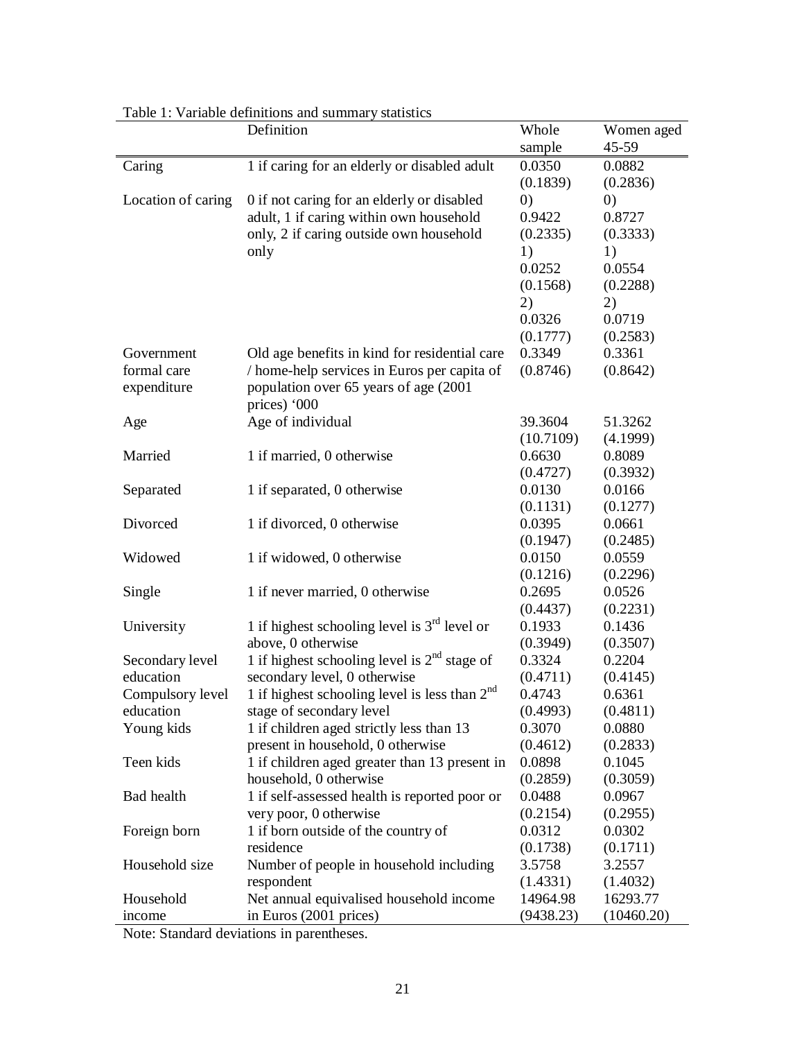Table 1: Variable definitions and summary statistics

| | Definition | Whole sample | Women aged 45-59 |
|---|---|---|---|
| Caring | 1 if caring for an elderly or disabled adult | 0.0350<br>(0.1839) | 0.0882<br>(0.2836) |
| Location of caring | 0 if not caring for an elderly or disabled adult, 1 if caring within own household only, 2 if caring outside own household only | 0)<br>0.9422<br>(0.2335)<br>1)<br>0.0252<br>(0.1568)<br>2)<br>0.0326<br>(0.1777) | 0)<br>0.8727<br>(0.3333)<br>1)<br>0.0554<br>(0.2288)<br>2)<br>0.0719<br>(0.2583) |
| Government formal care expenditure | Old age benefits in kind for residential care / home-help services in Euros per capita of population over 65 years of age (2001 prices) '000 | 0.3349<br>(0.8746) | 0.3361<br>(0.8642) |
| Age | Age of individual | 39.3604<br>(10.7109) | 51.3262<br>(4.1999) |
| Married | 1 if married, 0 otherwise | 0.6630<br>(0.4727) | 0.8089<br>(0.3932) |
| Separated | 1 if separated, 0 otherwise | 0.0130<br>(0.1131) | 0.0166<br>(0.1277) |
| Divorced | 1 if divorced, 0 otherwise | 0.0395<br>(0.1947) | 0.0661<br>(0.2485) |
| Widowed | 1 if widowed, 0 otherwise | 0.0150<br>(0.1216) | 0.0559<br>(0.2296) |
| Single | 1 if never married, 0 otherwise | 0.2695<br>(0.4437) | 0.0526<br>(0.2231) |
| University | 1 if highest schooling level is 3rd level or above, 0 otherwise | 0.1933<br>(0.3949) | 0.1436<br>(0.3507) |
| Secondary level education | 1 if highest schooling level is 2nd stage of secondary level, 0 otherwise | 0.3324<br>(0.4711) | 0.2204<br>(0.4145) |
| Compulsory level education | 1 if highest schooling level is less than 2nd stage of secondary level | 0.4743<br>(0.4993) | 0.6361<br>(0.4811) |
| Young kids | 1 if children aged strictly less than 13 present in household, 0 otherwise | 0.3070<br>(0.4612) | 0.0880<br>(0.2833) |
| Teen kids | 1 if children aged greater than 13 present in household, 0 otherwise | 0.0898<br>(0.2859) | 0.1045<br>(0.3059) |
| Bad health | 1 if self-assessed health is reported poor or very poor, 0 otherwise | 0.0488<br>(0.2154) | 0.0967<br>(0.2955) |
| Foreign born | 1 if born outside of the country of residence | 0.0312<br>(0.1738) | 0.0302<br>(0.1711) |
| Household size | Number of people in household including respondent | 3.5758<br>(1.4331) | 3.2557<br>(1.4032) |
| Household income | Net annual equivalised household income in Euros (2001 prices) | 14964.98<br>(9438.23) | 16293.77<br>(10460.20) |

Note: Standard deviations in parentheses.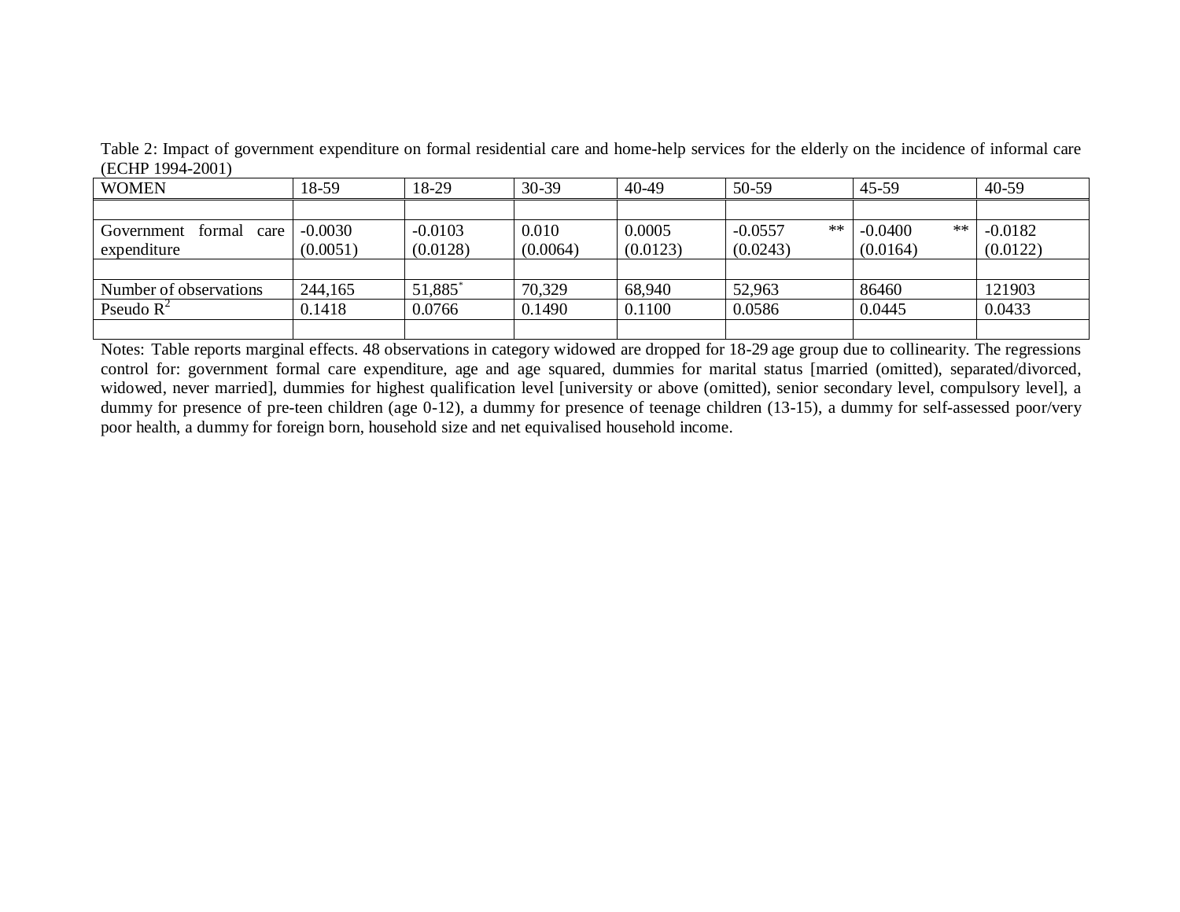Table 2: Impact of government expenditure on formal residential care and home-help services for the elderly on the incidence of informal care (ECHP 1994-2001)

| WOMEN | 18-59 | 18-29 | 30-39 | 40-49 | 50-59 | 45-59 | 40-59 |
|---|---|---|---|---|---|---|---|
| | | | | | | | |
| Government formal care expenditure | -0.0030 (0.0051) | -0.0103 (0.0128) | 0.010 (0.0064) | 0.0005 (0.0123) | -0.0557 ** (0.0243) | -0.0400 ** (0.0164) | -0.0182 (0.0122) |
| | | | | | | | |
| Number of observations | 244,165 | 51,885* | 70,329 | 68,940 | 52,963 | 86460 | 121903 |
| Pseudo $R^2$ | 0.1418 | 0.0766 | 0.1490 | 0.1100 | 0.0586 | 0.0445 | 0.0433 |
| | | | | | | | |

Notes: Table reports marginal effects. 48 observations in category widowed are dropped for 18-29 age group due to collinearity. The regressions control for: government formal care expenditure, age and age squared, dummies for marital status [married (omitted), separated/divorced, widowed, never married], dummies for highest qualification level [university or above (omitted), senior secondary level, compulsory level], a dummy for presence of pre-teen children (age 0-12), a dummy for presence of teenage children (13-15), a dummy for self-assessed poor/very poor health, a dummy for foreign born, household size and net equivalised household income.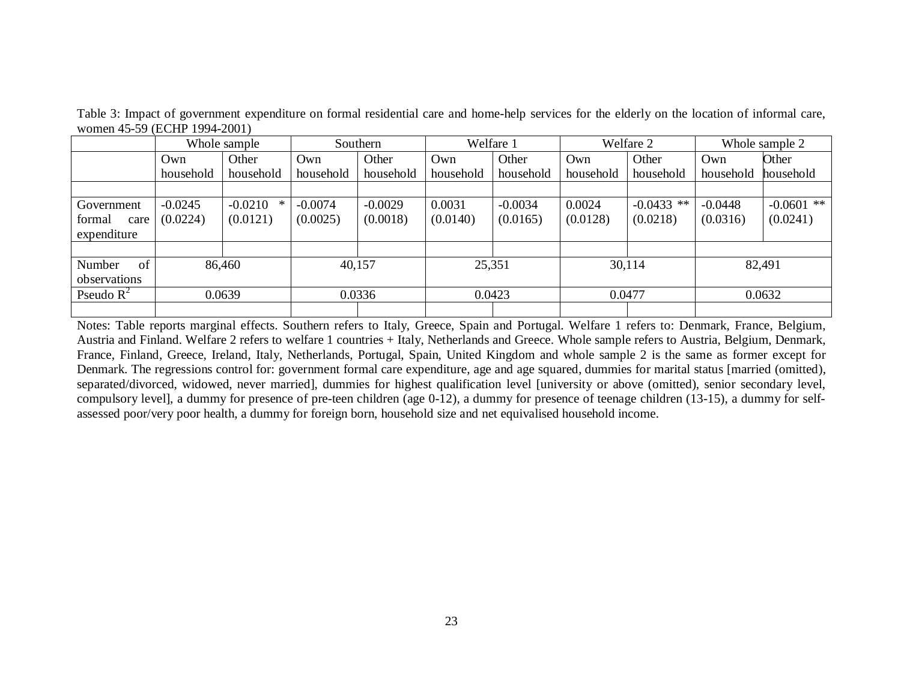Table 3: Impact of government expenditure on formal residential care and home-help services for the elderly on the location of informal care, women 45-59 (ECHP 1994-2001)

| | Whole sample | | Southern | | Welfare 1 | | Welfare 2 | | Whole sample 2 | |
|---|---|---|---|---|---|---|---|---|---|---|
| | Own household | Other household | Own household | Other household | Own household | Other household | Own household | Other household | Own household | Other household |
| Government formal care expenditure | -0.0245 (0.0224) | -0.0210 * (0.0121) | -0.0074 (0.0025) | -0.0029 (0.0018) | 0.0031 (0.0140) | -0.0034 (0.0165) | 0.0024 (0.0128) | -0.0433 ** (0.0218) | -0.0448 (0.0316) | -0.0601 ** (0.0241) |
| Number of observations | 86,460 | | 40,157 | | 25,351 | | 30,114 | | 82,491 | |
| Pseudo $R^2$ | 0.0639 | | 0.0336 | | 0.0423 | | 0.0477 | | 0.0632 | |

Notes: Table reports marginal effects. Southern refers to Italy, Greece, Spain and Portugal. Welfare 1 refers to: Denmark, France, Belgium, Austria and Finland. Welfare 2 refers to welfare 1 countries + Italy, Netherlands and Greece. Whole sample refers to Austria, Belgium, Denmark, France, Finland, Greece, Ireland, Italy, Netherlands, Portugal, Spain, United Kingdom and whole sample 2 is the same as former except for Denmark. The regressions control for: government formal care expenditure, age and age squared, dummies for marital status [married (omitted), separated/divorced, widowed, never married], dummies for highest qualification level [university or above (omitted), senior secondary level, compulsory level], a dummy for presence of pre-teen children (age 0-12), a dummy for presence of teenage children (13-15), a dummy for self-assessed poor/very poor health, a dummy for foreign born, household size and net equivalised household income.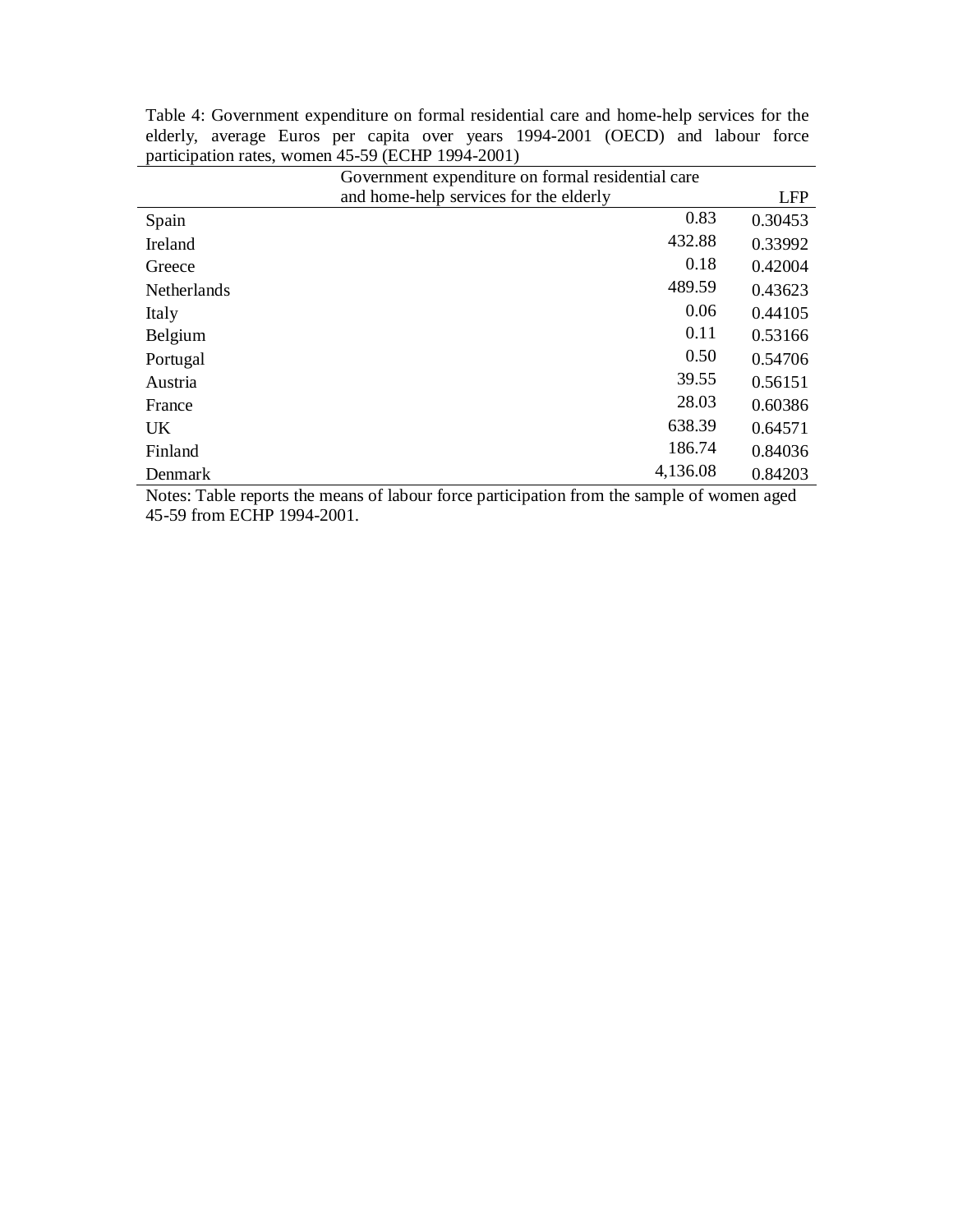Table 4: Government expenditure on formal residential care and home-help services for the elderly, average Euros per capita over years 1994-2001 (OECD) and labour force participation rates, women 45-59 (ECHP 1994-2001)

| | Government expenditure on formal residential care and home-help services for the elderly | LFP |
|---|---|---|
| Spain | 0.83 | 0.30453 |
| Ireland | 432.88 | 0.33992 |
| Greece | 0.18 | 0.42004 |
| Netherlands | 489.59 | 0.43623 |
| Italy | 0.06 | 0.44105 |
| Belgium | 0.11 | 0.53166 |
| Portugal | 0.50 | 0.54706 |
| Austria | 39.55 | 0.56151 |
| France | 28.03 | 0.60386 |
| UK | 638.39 | 0.64571 |
| Finland | 186.74 | 0.84036 |
| Denmark | 4,136.08 | 0.84203 |

Notes: Table reports the means of labour force participation from the sample of women aged 45-59 from ECHP 1994-2001.